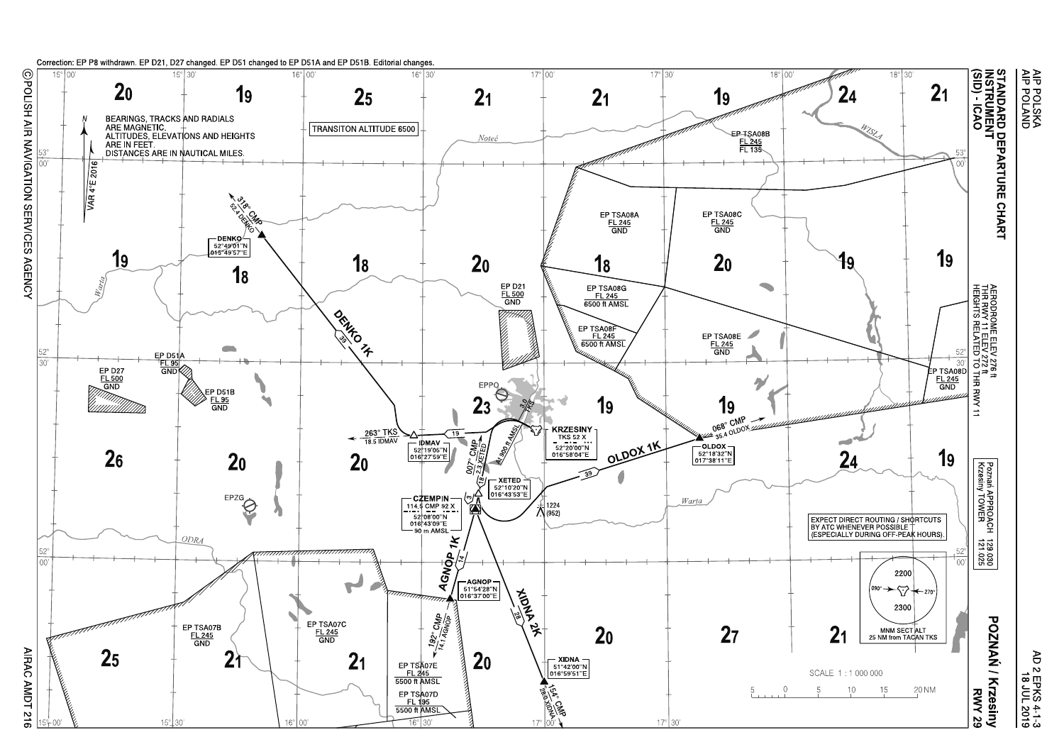Correction: EP P8 withdrawn. EP D21, D27 changed. EP D51 changed to EP D51A and EP D51B. Editorial changes.

# STANDARD DEPARTURE CHART INSTRUMENT (SID) - ICAO

## POZNAŃ / Krzesiny RWY 29

AERODROME ELEV 276 ft
THR RWY 11 ELEV 272 ft
HEIGHTS RELATED TO THR RWY 11

| | |
|---|---|
| Poznań APPROACH | 129.030 |
| Krzesiny TOWER | 121.025 |

BEARINGS, TRACKS AND RADIALS ARE MAGNETIC.
ALTITUDES, ELEVATIONS AND HEIGHTS ARE IN FEET.
DISTANCES ARE IN NAUTICAL MILES.

VAR 4°E 2016

TRANSITON ALTITUDE 6500

EXPECT DIRECT ROUTING / SHORTCUTS BY ATC WHENEVER POSSIBLE (ESPECIALLY DURING OFF-PEAK HOURS).

MNM SECT ALT 25 NM from TACAN TKS: 2200 (north of 090°–270°), 2300 (south of 090°–270°)

SCALE 1 : 1 000 000

### Navigation aids and waypoints

- KRZESINY TKS 52 X — 52°20'00"N 016°58'04"E
- CZEMPIN 114.5 CMP 92 X — 52°08'00"N 016°43'09"E — 90 m AMSL
- DENKO — 52°49'01"N 015°49'57"E
- IDMAV — 52°19'05"N 016°27'59"E
- XETED — 52°10'20"N 016°43'53"E
- OLDOX — 52°18'32"N 017°38'11"E
- AGNOP — 51°54'28"N 016°37'00"E
- XIDNA — 51°42'00"N 016°59'51"E

### Routes

- DENKO 1K: 39; 318° CMP 52.4 DENKO
- IDMAV: 263° TKS 18.5 IDMAV; 19
- 3.0 TKS; At 900 ft AMSL; 007° CMP 18 2.3 XETED
- OLDOX 1K: 39; 068° CMP 35.4 OLDOX
- AGNOP 1K: 14; 192° CMP 14.1 AGNOP
- XIDNA 2K: 28; 154° CMP 28.0 XIDNA

### Airspaces

- EP TSA08A FL 245 / GND
- EP TSA08B FL 245 / FL 135
- EP TSA08C FL 245 / GND
- EP TSA08D FL 245 / GND
- EP TSA08E FL 245 / GND
- EP TSA08F FL 245 / 6500 ft AMSL
- EP TSA08G FL 245 / 6500 ft AMSL
- EP D21 FL 500 / GND
- EP D27 FL 500 / GND
- EP D51A FL 95 / GND
- EP D51B FL 95 / GND
- EP TSA07B FL 245 / GND
- EP TSA07C FL 245 / GND
- EP TSA07D FL 195 / 5500 ft AMSL
- EP TSA07E FL 245 / 5500 ft AMSL

Obstacle: 1224 (952)

EPPO, EPZG, Noteć, Warta, Wisła, Odra

© POLISH AIR NAVIGATION SERVICES AGENCY

AIRAC AMDT 216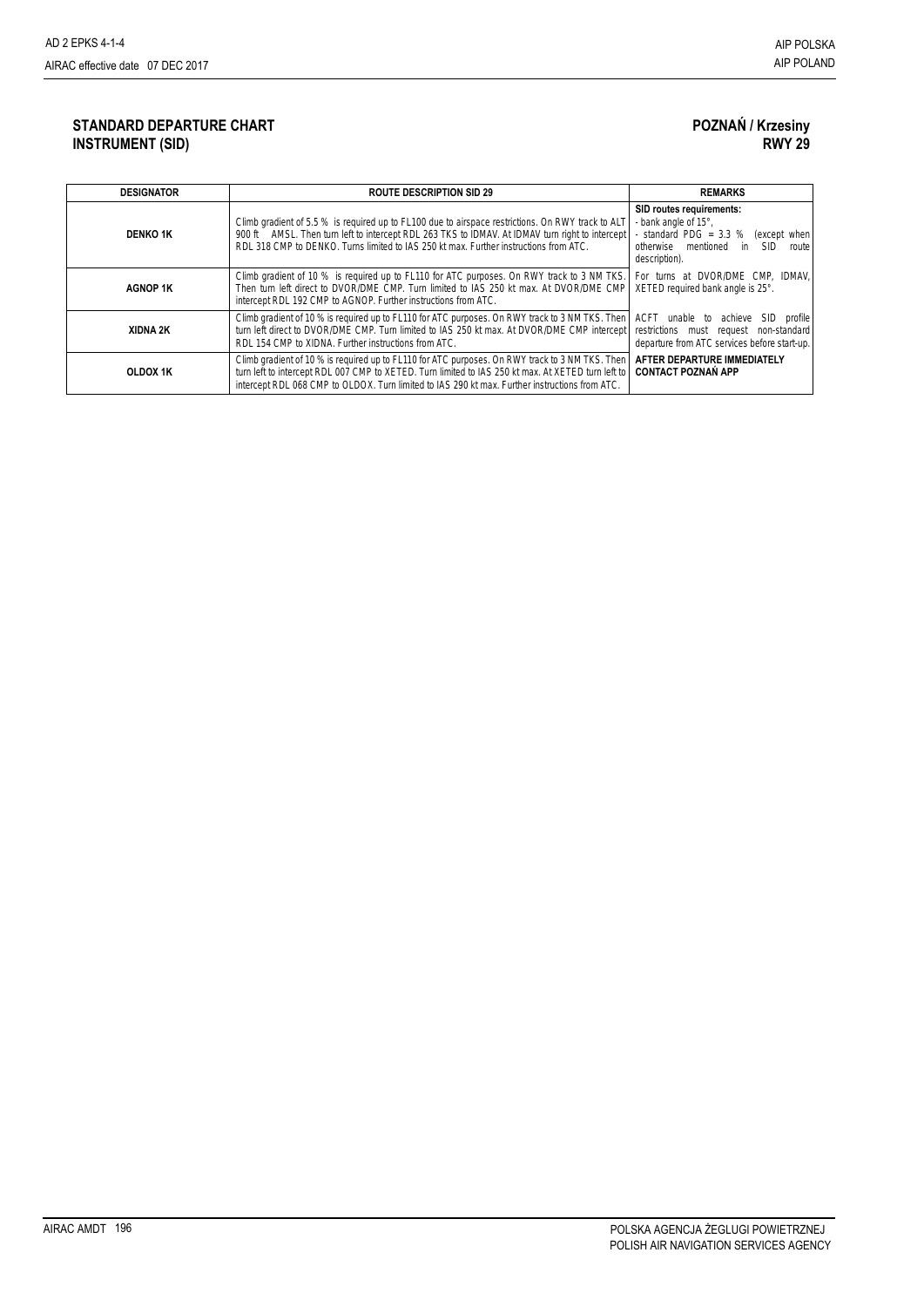## STANDARD DEPARTURE CHART INSTRUMENT (SID)

## POZNAŃ / Krzesiny RWY 29

| DESIGNATOR | ROUTE DESCRIPTION SID 29 | REMARKS |
|---|---|---|
| DENKO 1K | Climb gradient of 5.5 % is required up to FL100 due to airspace restrictions. On RWY track to ALT 900 ft AMSL. Then turn left to intercept RDL 263 TKS to IDMAV. At IDMAV turn right to intercept RDL 318 CMP to DENKO. Turns limited to IAS 250 kt max. Further instructions from ATC. | **SID routes requirements:** - bank angle of 15°, - standard PDG = 3.3 % (except when otherwise mentioned in SID route description). |
| AGNOP 1K | Climb gradient of 10 % is required up to FL110 for ATC purposes. On RWY track to 3 NM TKS. Then turn left direct to DVOR/DME CMP. Turn limited to IAS 250 kt max. At DVOR/DME CMP intercept RDL 192 CMP to AGNOP. Further instructions from ATC. | For turns at DVOR/DME CMP, IDMAV, XETED required bank angle is 25°. |
| XIDNA 2K | Climb gradient of 10 % is required up to FL110 for ATC purposes. On RWY track to 3 NM TKS. Then turn left direct to DVOR/DME CMP. Turn limited to IAS 250 kt max. At DVOR/DME CMP intercept RDL 154 CMP to XIDNA. Further instructions from ATC. | ACFT unable to achieve SID profile restrictions must request non-standard departure from ATC services before start-up. |
| OLDOX 1K | Climb gradient of 10 % is required up to FL110 for ATC purposes. On RWY track to 3 NM TKS. Then turn left to intercept RDL 007 CMP to XETED. Turn limited to IAS 250 kt max. At XETED turn left to intercept RDL 068 CMP to OLDOX. Turn limited to IAS 290 kt max. Further instructions from ATC. | **AFTER DEPARTURE IMMEDIATELY CONTACT POZNAŃ APP** |